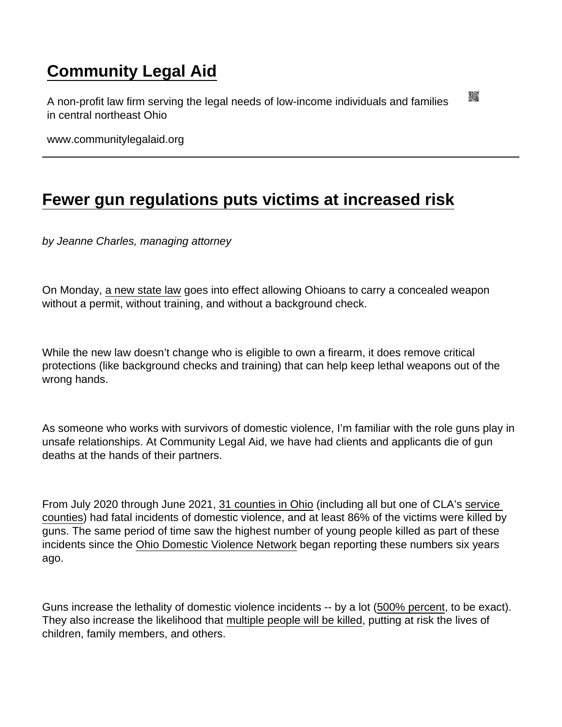# Community Legal Aid

A non-profit law firm serving the legal needs of low-income individuals and families in central northeast Ohio

www.communitylegalaid.org

## Fewer gun regulations puts victims at increased risk

*by Jeanne Charles, managing attorney*

On Monday, a new state law goes into effect allowing Ohioans to carry a concealed weapon without a permit, without training, and without a background check.

While the new law doesn't change who is eligible to own a firearm, it does remove critical protections (like background checks and training) that can help keep lethal weapons out of the wrong hands.

As someone who works with survivors of domestic violence, I'm familiar with the role guns play in unsafe relationships. At Community Legal Aid, we have had clients and applicants die of gun deaths at the hands of their partners.

From July 2020 through June 2021, 31 counties in Ohio (including all but one of CLA's service counties) had fatal incidents of domestic violence, and at least 86% of the victims were killed by guns. The same period of time saw the highest number of young people killed as part of these incidents since the Ohio Domestic Violence Network began reporting these numbers six years ago.

Guns increase the lethality of domestic violence incidents -- by a lot (500% percent, to be exact). They also increase the likelihood that multiple people will be killed, putting at risk the lives of children, family members, and others.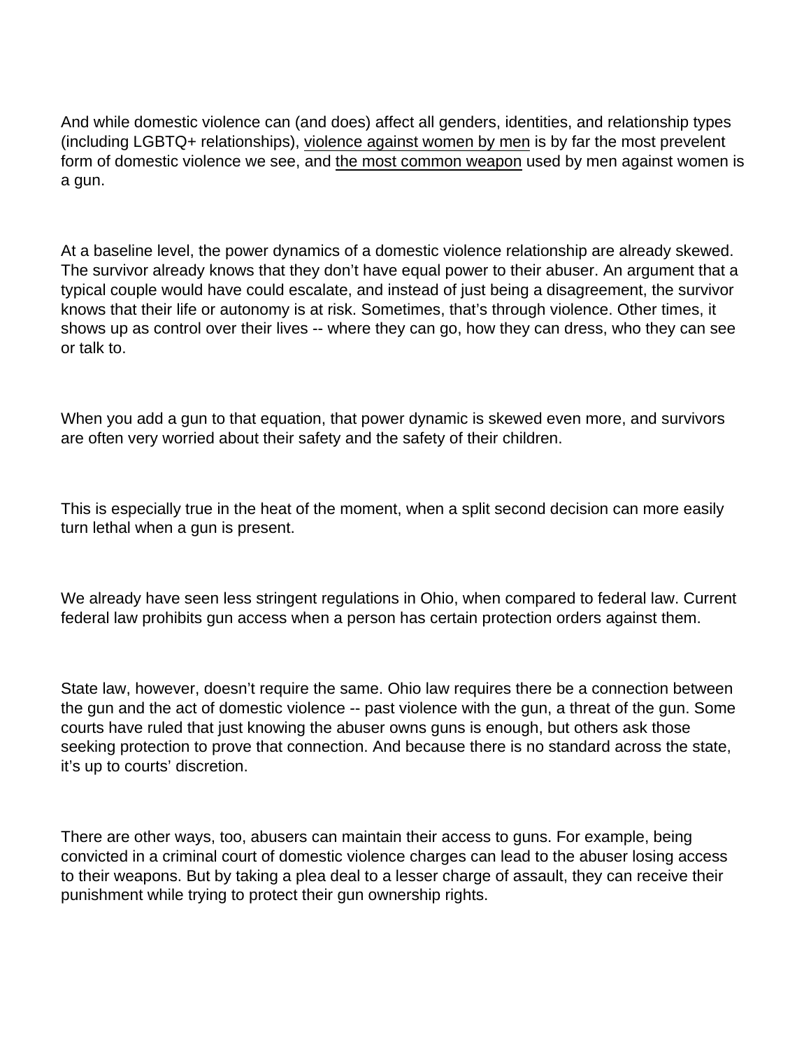And while domestic violence can (and does) affect all genders, identities, and relationship types (including LGBTQ+ relationships), violence against women by men is by far the most prevelent form of domestic violence we see, and the most common weapon used by men against women is a gun.

At a baseline level, the power dynamics of a domestic violence relationship are already skewed. The survivor already knows that they don't have equal power to their abuser. An argument that a typical couple would have could escalate, and instead of just being a disagreement, the survivor knows that their life or autonomy is at risk. Sometimes, that's through violence. Other times, it shows up as control over their lives -- where they can go, how they can dress, who they can see or talk to.

When you add a gun to that equation, that power dynamic is skewed even more, and survivors are often very worried about their safety and the safety of their children.

This is especially true in the heat of the moment, when a split second decision can more easily turn lethal when a gun is present.

We already have seen less stringent regulations in Ohio, when compared to federal law. Current federal law prohibits gun access when a person has certain protection orders against them.

State law, however, doesn't require the same. Ohio law requires there be a connection between the gun and the act of domestic violence -- past violence with the gun, a threat of the gun. Some courts have ruled that just knowing the abuser owns guns is enough, but others ask those seeking protection to prove that connection. And because there is no standard across the state, it's up to courts' discretion.

There are other ways, too, abusers can maintain their access to guns. For example, being convicted in a criminal court of domestic violence charges can lead to the abuser losing access to their weapons. But by taking a plea deal to a lesser charge of assault, they can receive their punishment while trying to protect their gun ownership rights.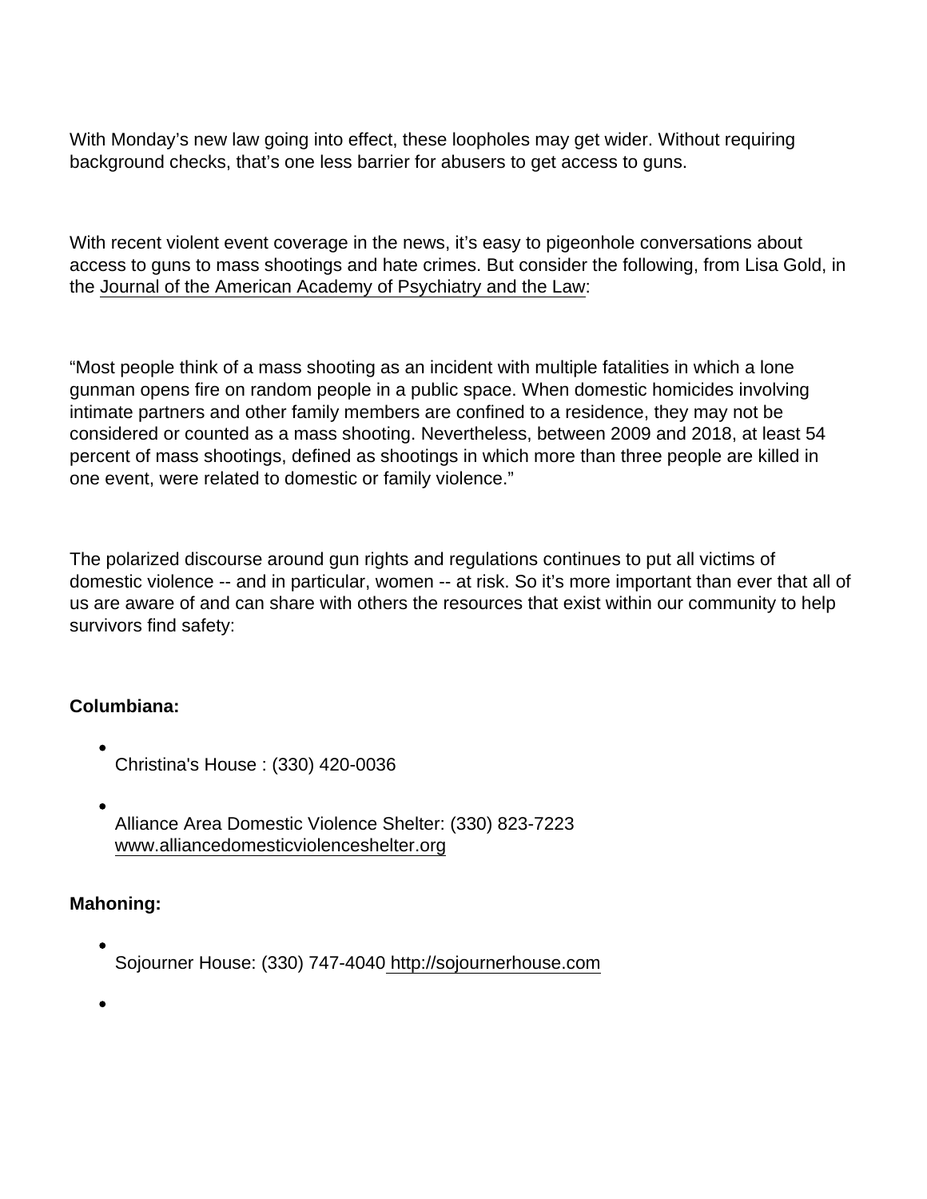With Monday's new law going into effect, these loopholes may get wider. Without requiring background checks, that's one less barrier for abusers to get access to guns.

With recent violent event coverage in the news, it's easy to pigeonhole conversations about access to guns to mass shootings and hate crimes. But consider the following, from Lisa Gold, in the Journal of the American Academy of Psychiatry and the Law:

"Most people think of a mass shooting as an incident with multiple fatalities in which a lone gunman opens fire on random people in a public space. When domestic homicides involving intimate partners and other family members are confined to a residence, they may not be considered or counted as a mass shooting. Nevertheless, between 2009 and 2018, at least 54 percent of mass shootings, defined as shootings in which more than three people are killed in one event, were related to domestic or family violence."

The polarized discourse around gun rights and regulations continues to put all victims of domestic violence -- and in particular, women -- at risk. So it's more important than ever that all of us are aware of and can share with others the resources that exist within our community to help survivors find safety:

**Columbiana:**

- Christina's House : (330) 420-0036
- Alliance Area Domestic Violence Shelter: (330) 823-7223 www.alliancedomesticviolenceshelter.org

**Mahoning:**

- Sojourner House: (330) 747-4040 http://sojournerhouse.com
-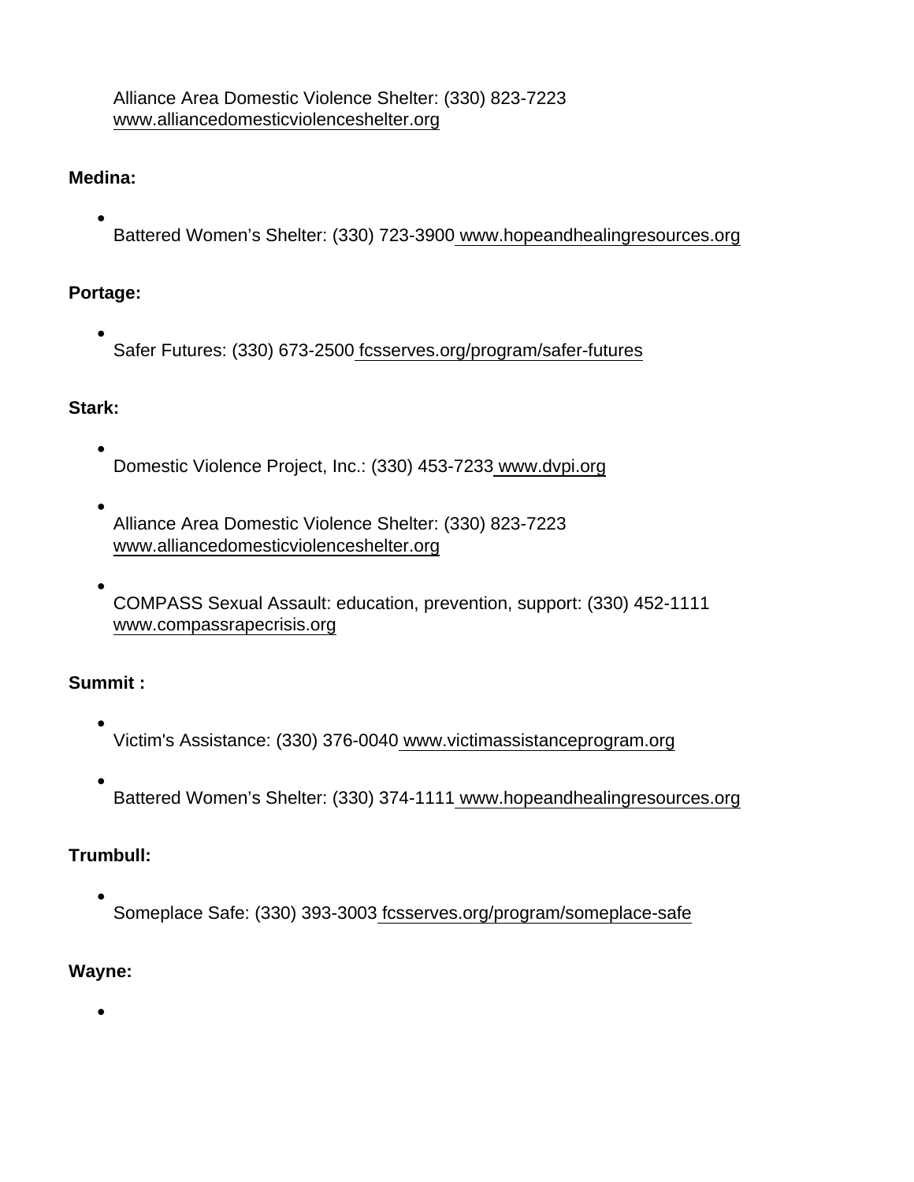Alliance Area Domestic Violence Shelter: (330) 823-7223 www.alliancedomesticviolenceshelter.org

**Medina:**

- Battered Women's Shelter: (330) 723-3900 www.hopeandhealingresources.org

**Portage:**

- Safer Futures: (330) 673-2500 fcsserves.org/program/safer-futures

**Stark:**

- Domestic Violence Project, Inc.: (330) 453-7233 www.dvpi.org
- Alliance Area Domestic Violence Shelter: (330) 823-7223 www.alliancedomesticviolenceshelter.org
- COMPASS Sexual Assault: education, prevention, support: (330) 452-1111 www.compassrapecrisis.org

**Summit :**

- Victim's Assistance: (330) 376-0040 www.victimassistanceprogram.org
- Battered Women's Shelter: (330) 374-1111 www.hopeandhealingresources.org

**Trumbull:**

- Someplace Safe: (330) 393-3003 fcsserves.org/program/someplace-safe

**Wayne:**

-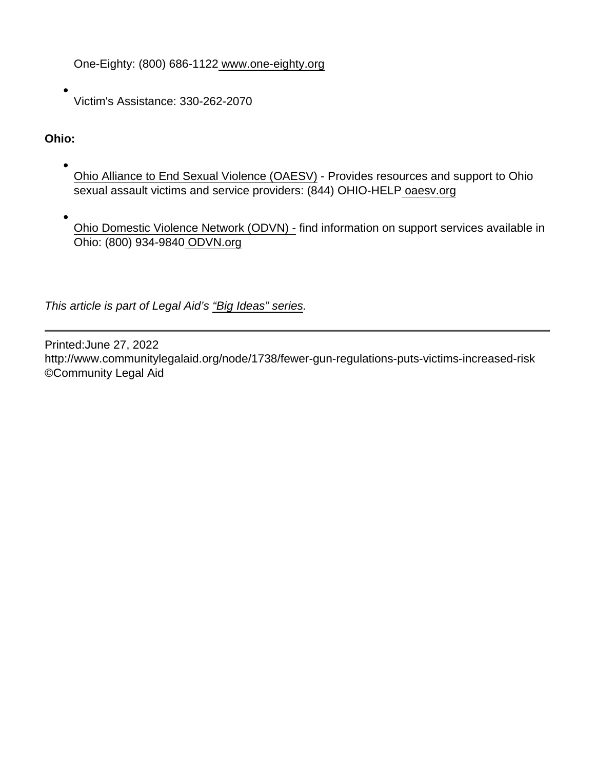- One-Eighty: (800) 686-1122 www.one-eighty.org
- Victim's Assistance: 330-262-2070

**Ohio:**

- Ohio Alliance to End Sexual Violence (OAESV) - Provides resources and support to Ohio sexual assault victims and service providers: (844) OHIO-HELP oaesv.org
- Ohio Domestic Violence Network (ODVN) - find information on support services available in Ohio: (800) 934-9840 ODVN.org

*This article is part of Legal Aid's "Big Ideas" series.*

---

Printed:June 27, 2022
http://www.communitylegalaid.org/node/1738/fewer-gun-regulations-puts-victims-increased-risk
©Community Legal Aid